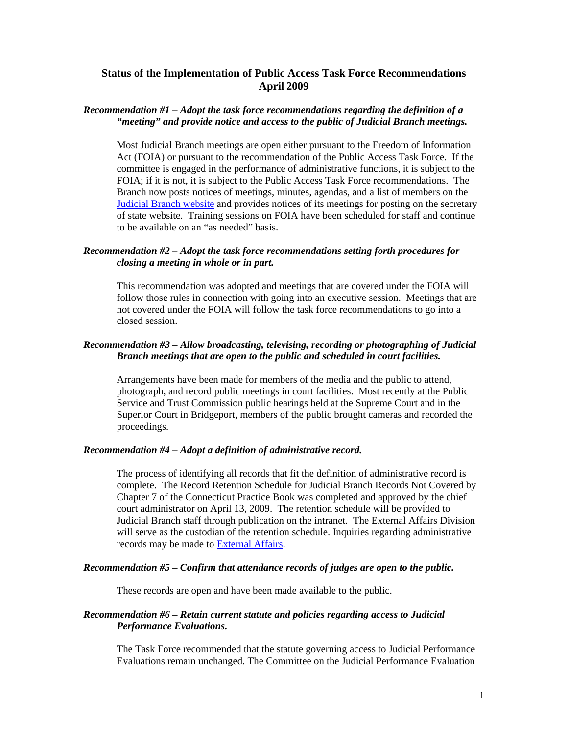# Status of the Implementation of Public Access Task Force Recommendations April 2009

### *Recommendation #1 – Adopt the task force recommendations regarding the definition of a "meeting" and provide notice and access to the public of Judicial Branch meetings.*

Most Judicial Branch meetings are open either pursuant to the Freedom of Information Act (FOIA) or pursuant to the recommendation of the Public Access Task Force. If the committee is engaged in the performance of administrative functions, it is subject to the FOIA; if it is not, it is subject to the Public Access Task Force recommendations. The Branch now posts notices of meetings, minutes, agendas, and a list of members on the Judicial Branch website and provides notices of its meetings for posting on the secretary of state website. Training sessions on FOIA have been scheduled for staff and continue to be available on an "as needed" basis.

### *Recommendation #2 – Adopt the task force recommendations setting forth procedures for closing a meeting in whole or in part.*

This recommendation was adopted and meetings that are covered under the FOIA will follow those rules in connection with going into an executive session. Meetings that are not covered under the FOIA will follow the task force recommendations to go into a closed session.

### *Recommendation #3 – Allow broadcasting, televising, recording or photographing of Judicial Branch meetings that are open to the public and scheduled in court facilities.*

Arrangements have been made for members of the media and the public to attend, photograph, and record public meetings in court facilities. Most recently at the Public Service and Trust Commission public hearings held at the Supreme Court and in the Superior Court in Bridgeport, members of the public brought cameras and recorded the proceedings.

### *Recommendation #4 – Adopt a definition of administrative record.*

The process of identifying all records that fit the definition of administrative record is complete. The Record Retention Schedule for Judicial Branch Records Not Covered by Chapter 7 of the Connecticut Practice Book was completed and approved by the chief court administrator on April 13, 2009. The retention schedule will be provided to Judicial Branch staff through publication on the intranet. The External Affairs Division will serve as the custodian of the retention schedule. Inquiries regarding administrative records may be made to External Affairs.

### *Recommendation #5 – Confirm that attendance records of judges are open to the public.*

These records are open and have been made available to the public.

### *Recommendation #6 – Retain current statute and policies regarding access to Judicial Performance Evaluations.*

The Task Force recommended that the statute governing access to Judicial Performance Evaluations remain unchanged. The Committee on the Judicial Performance Evaluation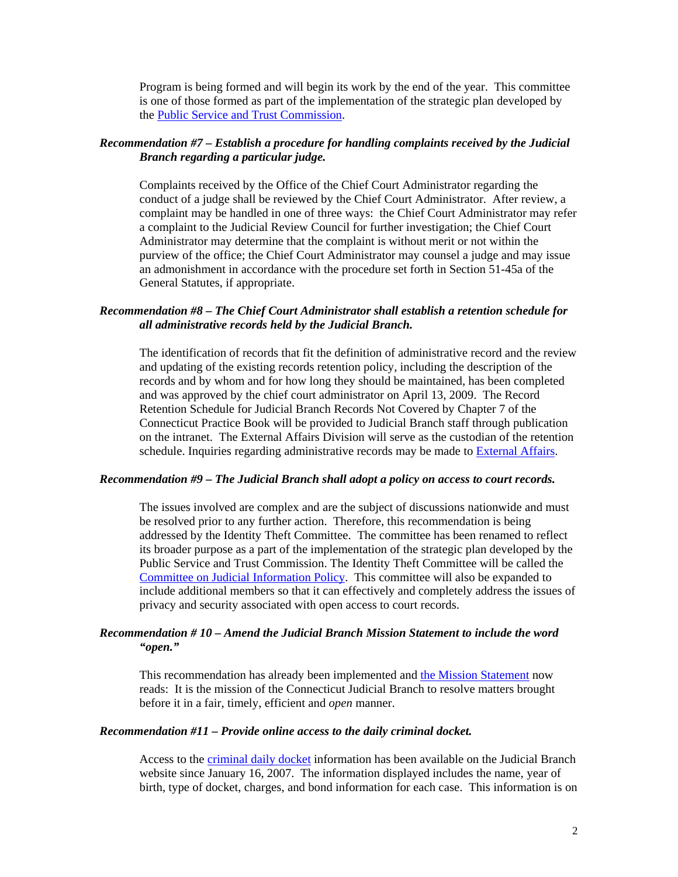Program is being formed and will begin its work by the end of the year. This committee is one of those formed as part of the implementation of the strategic plan developed by the [Public Service and Trust Commission](#).

***Recommendation #7 – Establish a procedure for handling complaints received by the Judicial Branch regarding a particular judge.***

Complaints received by the Office of the Chief Court Administrator regarding the conduct of a judge shall be reviewed by the Chief Court Administrator. After review, a complaint may be handled in one of three ways: the Chief Court Administrator may refer a complaint to the Judicial Review Council for further investigation; the Chief Court Administrator may determine that the complaint is without merit or not within the purview of the office; the Chief Court Administrator may counsel a judge and may issue an admonishment in accordance with the procedure set forth in Section 51-45a of the General Statutes, if appropriate.

***Recommendation #8 – The Chief Court Administrator shall establish a retention schedule for all administrative records held by the Judicial Branch.***

The identification of records that fit the definition of administrative record and the review and updating of the existing records retention policy, including the description of the records and by whom and for how long they should be maintained, has been completed and was approved by the chief court administrator on April 13, 2009. The Record Retention Schedule for Judicial Branch Records Not Covered by Chapter 7 of the Connecticut Practice Book will be provided to Judicial Branch staff through publication on the intranet. The External Affairs Division will serve as the custodian of the retention schedule. Inquiries regarding administrative records may be made to [External Affairs](#).

***Recommendation #9 – The Judicial Branch shall adopt a policy on access to court records.***

The issues involved are complex and are the subject of discussions nationwide and must be resolved prior to any further action. Therefore, this recommendation is being addressed by the Identity Theft Committee. The committee has been renamed to reflect its broader purpose as a part of the implementation of the strategic plan developed by the Public Service and Trust Commission. The Identity Theft Committee will be called the [Committee on Judicial Information Policy](#). This committee will also be expanded to include additional members so that it can effectively and completely address the issues of privacy and security associated with open access to court records.

***Recommendation # 10 – Amend the Judicial Branch Mission Statement to include the word "open."***

This recommendation has already been implemented and [the Mission Statement](#) now reads: It is the mission of the Connecticut Judicial Branch to resolve matters brought before it in a fair, timely, efficient and *open* manner.

***Recommendation #11 – Provide online access to the daily criminal docket.***

Access to the [criminal daily docket](#) information has been available on the Judicial Branch website since January 16, 2007. The information displayed includes the name, year of birth, type of docket, charges, and bond information for each case. This information is on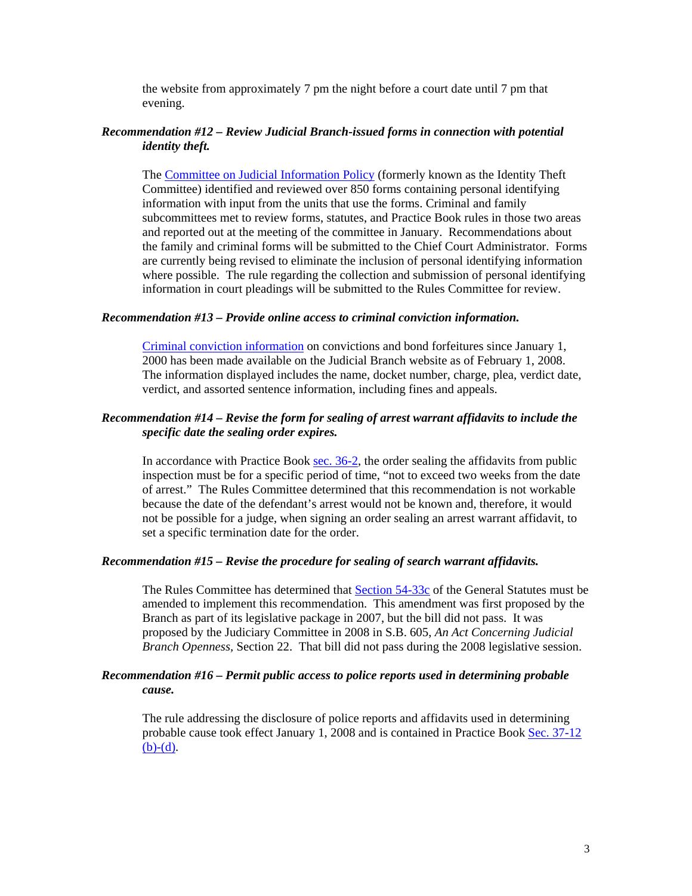the website from approximately 7 pm the night before a court date until 7 pm that evening.

***Recommendation #12 – Review Judicial Branch-issued forms in connection with potential identity theft.***

The Committee on Judicial Information Policy (formerly known as the Identity Theft Committee) identified and reviewed over 850 forms containing personal identifying information with input from the units that use the forms. Criminal and family subcommittees met to review forms, statutes, and Practice Book rules in those two areas and reported out at the meeting of the committee in January. Recommendations about the family and criminal forms will be submitted to the Chief Court Administrator. Forms are currently being revised to eliminate the inclusion of personal identifying information where possible. The rule regarding the collection and submission of personal identifying information in court pleadings will be submitted to the Rules Committee for review.

***Recommendation #13 – Provide online access to criminal conviction information.***

Criminal conviction information on convictions and bond forfeitures since January 1, 2000 has been made available on the Judicial Branch website as of February 1, 2008. The information displayed includes the name, docket number, charge, plea, verdict date, verdict, and assorted sentence information, including fines and appeals.

***Recommendation #14 – Revise the form for sealing of arrest warrant affidavits to include the specific date the sealing order expires.***

In accordance with Practice Book sec. 36-2, the order sealing the affidavits from public inspection must be for a specific period of time, "not to exceed two weeks from the date of arrest." The Rules Committee determined that this recommendation is not workable because the date of the defendant's arrest would not be known and, therefore, it would not be possible for a judge, when signing an order sealing an arrest warrant affidavit, to set a specific termination date for the order.

***Recommendation #15 – Revise the procedure for sealing of search warrant affidavits.***

The Rules Committee has determined that Section 54-33c of the General Statutes must be amended to implement this recommendation. This amendment was first proposed by the Branch as part of its legislative package in 2007, but the bill did not pass. It was proposed by the Judiciary Committee in 2008 in S.B. 605, *An Act Concerning Judicial Branch Openness*, Section 22. That bill did not pass during the 2008 legislative session.

***Recommendation #16 – Permit public access to police reports used in determining probable cause.***

The rule addressing the disclosure of police reports and affidavits used in determining probable cause took effect January 1, 2008 and is contained in Practice Book Sec. 37-12 (b)-(d).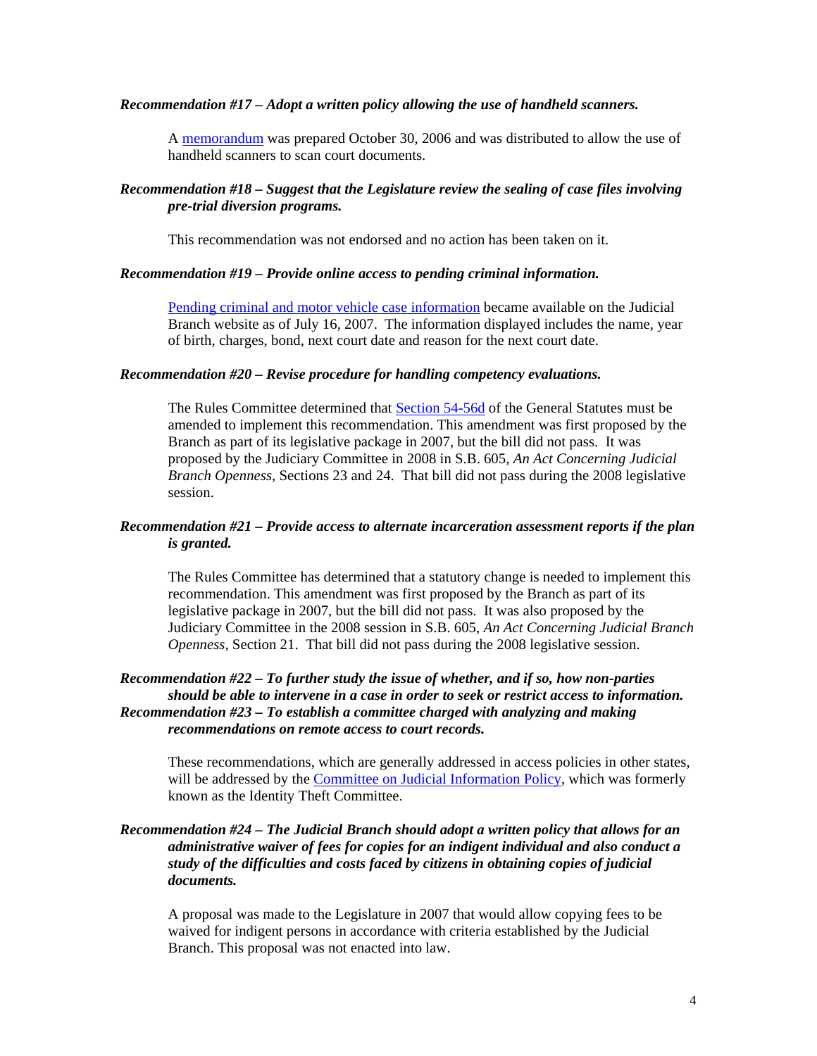***Recommendation #17 – Adopt a written policy allowing the use of handheld scanners.***

A memorandum was prepared October 30, 2006 and was distributed to allow the use of handheld scanners to scan court documents.

***Recommendation #18 – Suggest that the Legislature review the sealing of case files involving pre-trial diversion programs.***

This recommendation was not endorsed and no action has been taken on it.

***Recommendation #19 – Provide online access to pending criminal information.***

Pending criminal and motor vehicle case information became available on the Judicial Branch website as of July 16, 2007. The information displayed includes the name, year of birth, charges, bond, next court date and reason for the next court date.

***Recommendation #20 – Revise procedure for handling competency evaluations.***

The Rules Committee determined that Section 54-56d of the General Statutes must be amended to implement this recommendation. This amendment was first proposed by the Branch as part of its legislative package in 2007, but the bill did not pass. It was proposed by the Judiciary Committee in 2008 in S.B. 605, *An Act Concerning Judicial Branch Openness*, Sections 23 and 24. That bill did not pass during the 2008 legislative session.

***Recommendation #21 – Provide access to alternate incarceration assessment reports if the plan is granted.***

The Rules Committee has determined that a statutory change is needed to implement this recommendation. This amendment was first proposed by the Branch as part of its legislative package in 2007, but the bill did not pass. It was also proposed by the Judiciary Committee in the 2008 session in S.B. 605, *An Act Concerning Judicial Branch Openness*, Section 21. That bill did not pass during the 2008 legislative session.

***Recommendation #22 – To further study the issue of whether, and if so, how non-parties should be able to intervene in a case in order to seek or restrict access to information.***
***Recommendation #23 – To establish a committee charged with analyzing and making recommendations on remote access to court records.***

These recommendations, which are generally addressed in access policies in other states, will be addressed by the Committee on Judicial Information Policy, which was formerly known as the Identity Theft Committee.

***Recommendation #24 – The Judicial Branch should adopt a written policy that allows for an administrative waiver of fees for copies for an indigent individual and also conduct a study of the difficulties and costs faced by citizens in obtaining copies of judicial documents.***

A proposal was made to the Legislature in 2007 that would allow copying fees to be waived for indigent persons in accordance with criteria established by the Judicial Branch. This proposal was not enacted into law.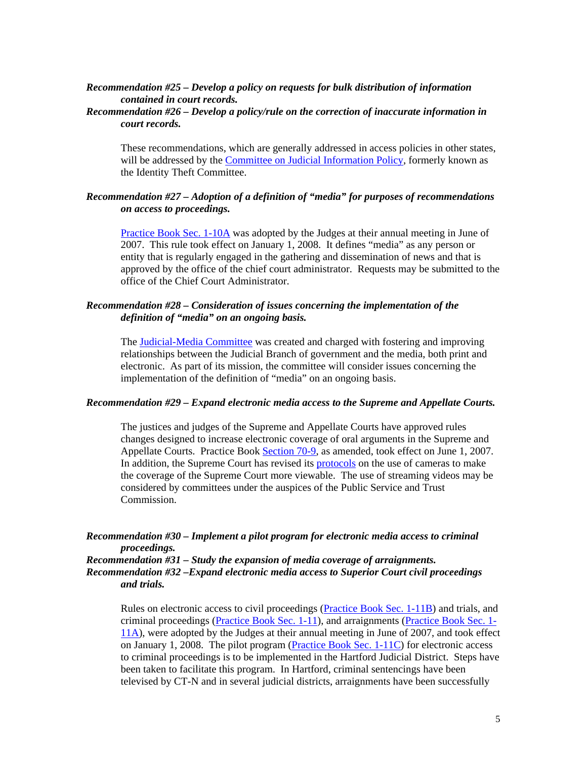***Recommendation #25 – Develop a policy on requests for bulk distribution of information contained in court records.***

***Recommendation #26 – Develop a policy/rule on the correction of inaccurate information in court records.***

These recommendations, which are generally addressed in access policies in other states, will be addressed by the Committee on Judicial Information Policy, formerly known as the Identity Theft Committee.

***Recommendation #27 – Adoption of a definition of "media" for purposes of recommendations on access to proceedings.***

Practice Book Sec. 1-10A was adopted by the Judges at their annual meeting in June of 2007. This rule took effect on January 1, 2008. It defines "media" as any person or entity that is regularly engaged in the gathering and dissemination of news and that is approved by the office of the chief court administrator. Requests may be submitted to the office of the Chief Court Administrator.

***Recommendation #28 – Consideration of issues concerning the implementation of the definition of "media" on an ongoing basis.***

The Judicial-Media Committee was created and charged with fostering and improving relationships between the Judicial Branch of government and the media, both print and electronic. As part of its mission, the committee will consider issues concerning the implementation of the definition of "media" on an ongoing basis.

***Recommendation #29 – Expand electronic media access to the Supreme and Appellate Courts.***

The justices and judges of the Supreme and Appellate Courts have approved rules changes designed to increase electronic coverage of oral arguments in the Supreme and Appellate Courts. Practice Book Section 70-9, as amended, took effect on June 1, 2007. In addition, the Supreme Court has revised its protocols on the use of cameras to make the coverage of the Supreme Court more viewable. The use of streaming videos may be considered by committees under the auspices of the Public Service and Trust Commission.

***Recommendation #30 – Implement a pilot program for electronic media access to criminal proceedings.***

***Recommendation #31 – Study the expansion of media coverage of arraignments.***

***Recommendation #32 –Expand electronic media access to Superior Court civil proceedings and trials.***

Rules on electronic access to civil proceedings (Practice Book Sec. 1-11B) and trials, and criminal proceedings (Practice Book Sec. 1-11), and arraignments (Practice Book Sec. 1-11A), were adopted by the Judges at their annual meeting in June of 2007, and took effect on January 1, 2008. The pilot program (Practice Book Sec. 1-11C) for electronic access to criminal proceedings is to be implemented in the Hartford Judicial District. Steps have been taken to facilitate this program. In Hartford, criminal sentencings have been televised by CT-N and in several judicial districts, arraignments have been successfully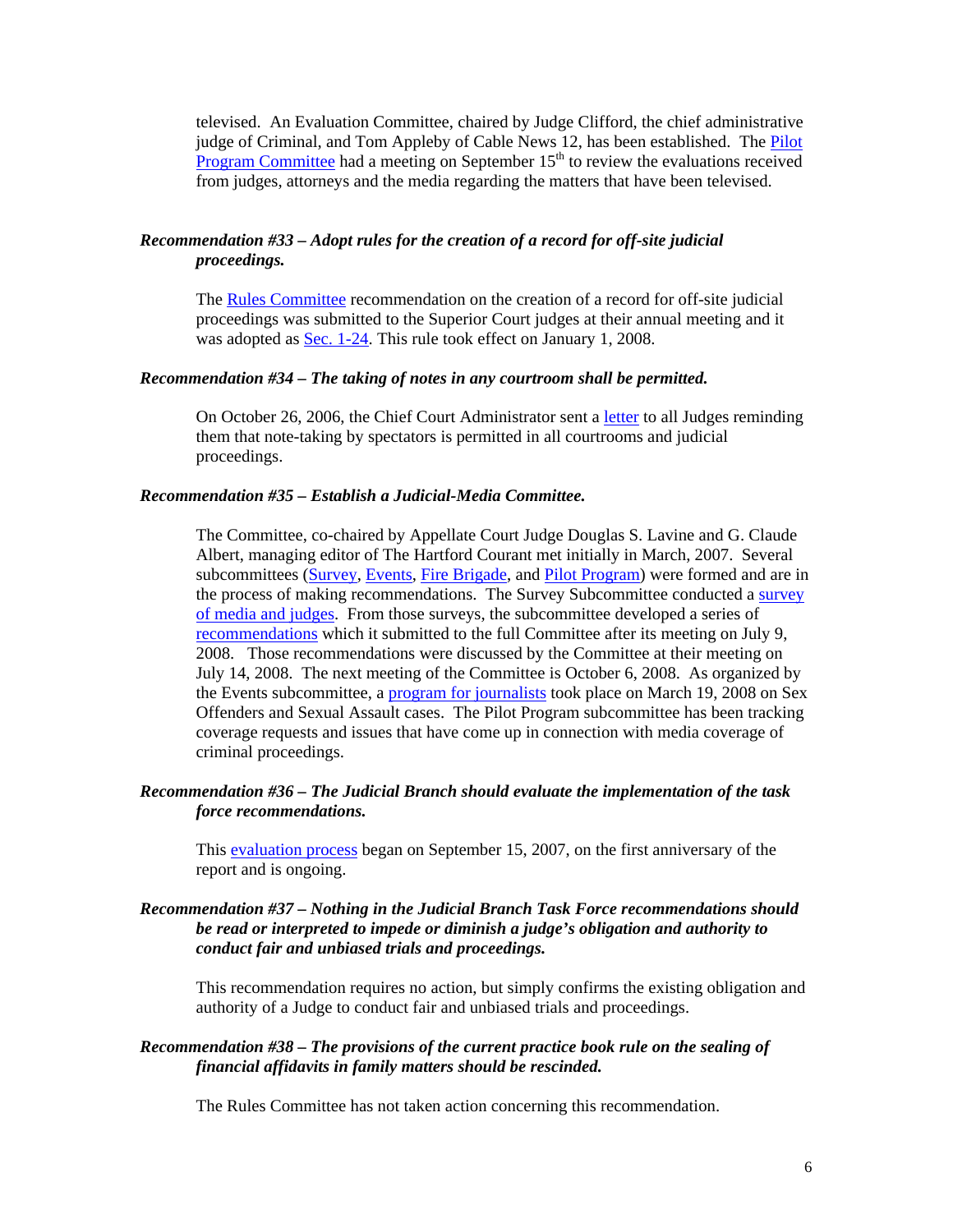televised. An Evaluation Committee, chaired by Judge Clifford, the chief administrative judge of Criminal, and Tom Appleby of Cable News 12, has been established. The Pilot Program Committee had a meeting on September 15th to review the evaluations received from judges, attorneys and the media regarding the matters that have been televised.

***Recommendation #33 – Adopt rules for the creation of a record for off-site judicial proceedings.***

The Rules Committee recommendation on the creation of a record for off-site judicial proceedings was submitted to the Superior Court judges at their annual meeting and it was adopted as Sec. 1-24. This rule took effect on January 1, 2008.

***Recommendation #34 – The taking of notes in any courtroom shall be permitted.***

On October 26, 2006, the Chief Court Administrator sent a letter to all Judges reminding them that note-taking by spectators is permitted in all courtrooms and judicial proceedings.

***Recommendation #35 – Establish a Judicial-Media Committee.***

The Committee, co-chaired by Appellate Court Judge Douglas S. Lavine and G. Claude Albert, managing editor of The Hartford Courant met initially in March, 2007. Several subcommittees (Survey, Events, Fire Brigade, and Pilot Program) were formed and are in the process of making recommendations. The Survey Subcommittee conducted a survey of media and judges. From those surveys, the subcommittee developed a series of recommendations which it submitted to the full Committee after its meeting on July 9, 2008. Those recommendations were discussed by the Committee at their meeting on July 14, 2008. The next meeting of the Committee is October 6, 2008. As organized by the Events subcommittee, a program for journalists took place on March 19, 2008 on Sex Offenders and Sexual Assault cases. The Pilot Program subcommittee has been tracking coverage requests and issues that have come up in connection with media coverage of criminal proceedings.

***Recommendation #36 – The Judicial Branch should evaluate the implementation of the task force recommendations.***

This evaluation process began on September 15, 2007, on the first anniversary of the report and is ongoing.

***Recommendation #37 – Nothing in the Judicial Branch Task Force recommendations should be read or interpreted to impede or diminish a judge's obligation and authority to conduct fair and unbiased trials and proceedings.***

This recommendation requires no action, but simply confirms the existing obligation and authority of a Judge to conduct fair and unbiased trials and proceedings.

***Recommendation #38 – The provisions of the current practice book rule on the sealing of financial affidavits in family matters should be rescinded.***

The Rules Committee has not taken action concerning this recommendation.